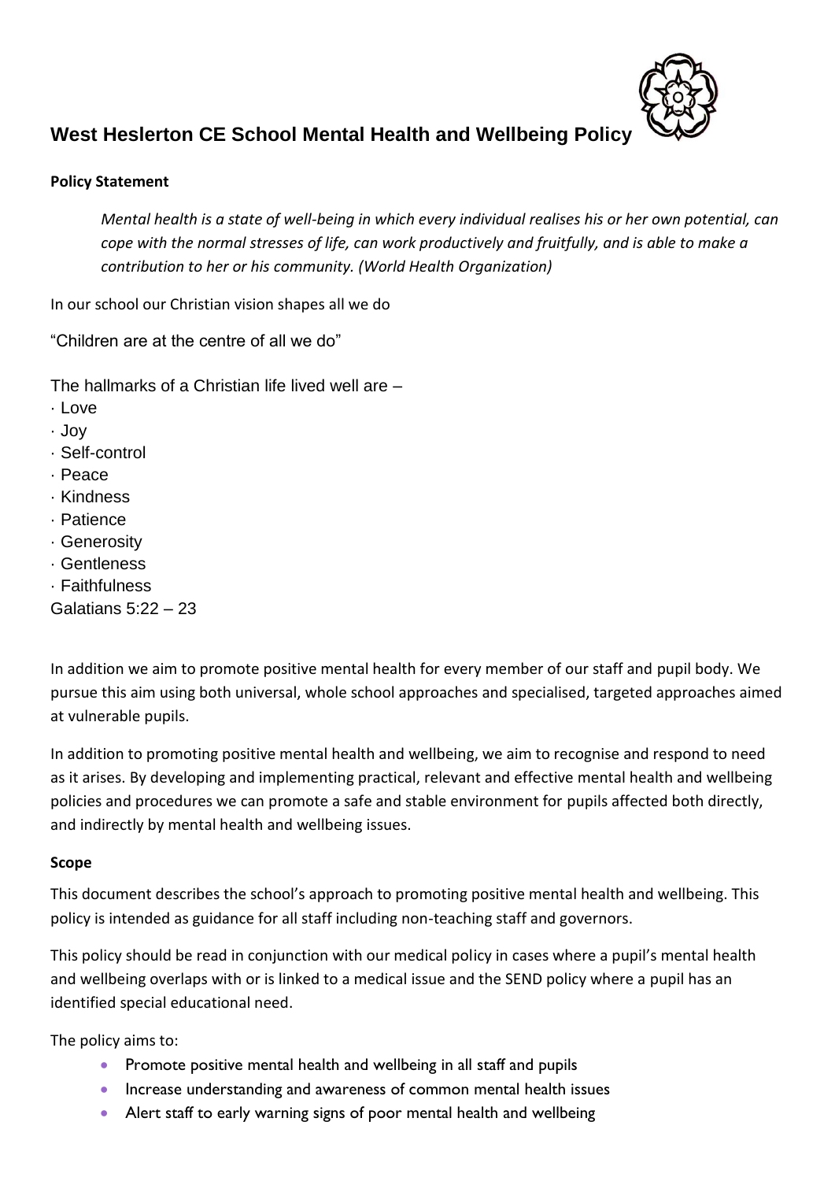# West Heslerton CE School Mental Health and Wellbeing Policy

**Policy Statement**

> *Mental health is a state of well-being in which every individual realises his or her own potential, can cope with the normal stresses of life, can work productively and fruitfully, and is able to make a contribution to her or his community. (World Health Organization)*

In our school our Christian vision shapes all we do

"Children are at the centre of all we do"

The hallmarks of a Christian life lived well are –

- Love
- Joy
- Self-control
- Peace
- Kindness
- Patience
- Generosity
- Gentleness
- Faithfulness

Galatians 5:22 – 23

In addition we aim to promote positive mental health for every member of our staff and pupil body. We pursue this aim using both universal, whole school approaches and specialised, targeted approaches aimed at vulnerable pupils.

In addition to promoting positive mental health and wellbeing, we aim to recognise and respond to need as it arises. By developing and implementing practical, relevant and effective mental health and wellbeing policies and procedures we can promote a safe and stable environment for pupils affected both directly, and indirectly by mental health and wellbeing issues.

**Scope**

This document describes the school's approach to promoting positive mental health and wellbeing. This policy is intended as guidance for all staff including non-teaching staff and governors.

This policy should be read in conjunction with our medical policy in cases where a pupil's mental health and wellbeing overlaps with or is linked to a medical issue and the SEND policy where a pupil has an identified special educational need.

The policy aims to:

- Promote positive mental health and wellbeing in all staff and pupils
- Increase understanding and awareness of common mental health issues
- Alert staff to early warning signs of poor mental health and wellbeing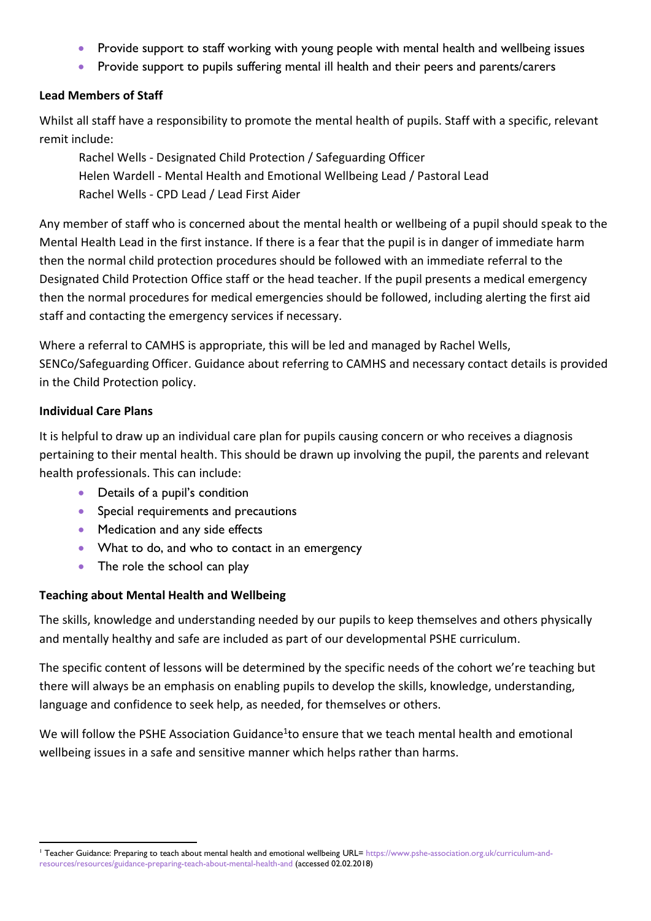- Provide support to staff working with young people with mental health and wellbeing issues
- Provide support to pupils suffering mental ill health and their peers and parents/carers

**Lead Members of Staff**

Whilst all staff have a responsibility to promote the mental health of pupils. Staff with a specific, relevant remit include:

Rachel Wells - Designated Child Protection / Safeguarding Officer
Helen Wardell - Mental Health and Emotional Wellbeing Lead / Pastoral Lead
Rachel Wells - CPD Lead / Lead First Aider

Any member of staff who is concerned about the mental health or wellbeing of a pupil should speak to the Mental Health Lead in the first instance. If there is a fear that the pupil is in danger of immediate harm then the normal child protection procedures should be followed with an immediate referral to the Designated Child Protection Office staff or the head teacher. If the pupil presents a medical emergency then the normal procedures for medical emergencies should be followed, including alerting the first aid staff and contacting the emergency services if necessary.

Where a referral to CAMHS is appropriate, this will be led and managed by Rachel Wells, SENCo/Safeguarding Officer. Guidance about referring to CAMHS and necessary contact details is provided in the Child Protection policy.

**Individual Care Plans**

It is helpful to draw up an individual care plan for pupils causing concern or who receives a diagnosis pertaining to their mental health. This should be drawn up involving the pupil, the parents and relevant health professionals. This can include:

- Details of a pupil's condition
- Special requirements and precautions
- Medication and any side effects
- What to do, and who to contact in an emergency
- The role the school can play

**Teaching about Mental Health and Wellbeing**

The skills, knowledge and understanding needed by our pupils to keep themselves and others physically and mentally healthy and safe are included as part of our developmental PSHE curriculum.

The specific content of lessons will be determined by the specific needs of the cohort we're teaching but there will always be an emphasis on enabling pupils to develop the skills, knowledge, understanding, language and confidence to seek help, as needed, for themselves or others.

We will follow the PSHE Association Guidance[1] to ensure that we teach mental health and emotional wellbeing issues in a safe and sensitive manner which helps rather than harms.

[1] Teacher Guidance: Preparing to teach about mental health and emotional wellbeing URL= https://www.pshe-association.org.uk/curriculum-and-resources/resources/guidance-preparing-teach-about-mental-health-and (accessed 02.02.2018)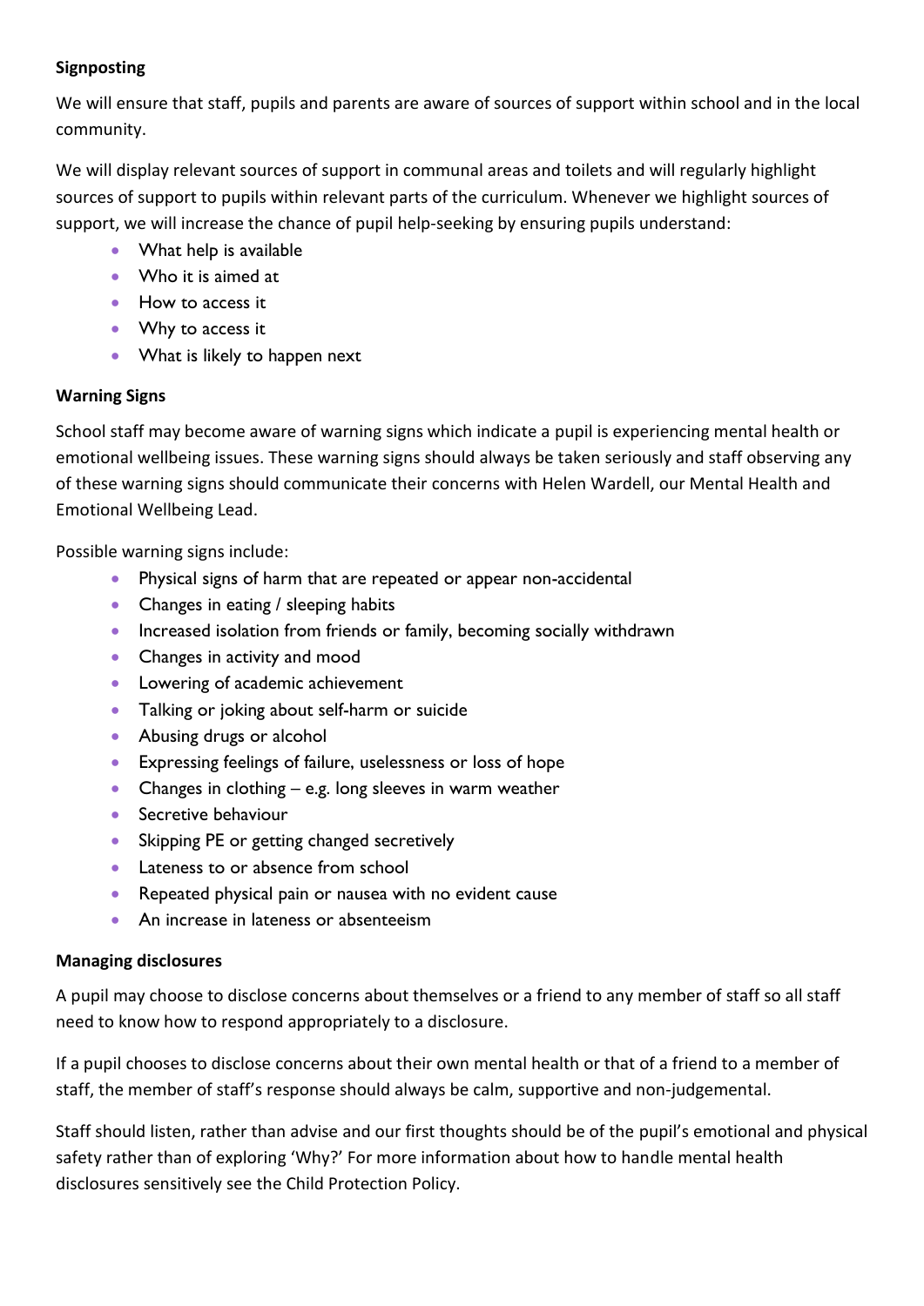**Signposting**

We will ensure that staff, pupils and parents are aware of sources of support within school and in the local community.

We will display relevant sources of support in communal areas and toilets and will regularly highlight sources of support to pupils within relevant parts of the curriculum. Whenever we highlight sources of support, we will increase the chance of pupil help-seeking by ensuring pupils understand:

- What help is available
- Who it is aimed at
- How to access it
- Why to access it
- What is likely to happen next

**Warning Signs**

School staff may become aware of warning signs which indicate a pupil is experiencing mental health or emotional wellbeing issues. These warning signs should always be taken seriously and staff observing any of these warning signs should communicate their concerns with Helen Wardell, our Mental Health and Emotional Wellbeing Lead.

Possible warning signs include:

- Physical signs of harm that are repeated or appear non-accidental
- Changes in eating / sleeping habits
- Increased isolation from friends or family, becoming socially withdrawn
- Changes in activity and mood
- Lowering of academic achievement
- Talking or joking about self-harm or suicide
- Abusing drugs or alcohol
- Expressing feelings of failure, uselessness or loss of hope
- Changes in clothing – e.g. long sleeves in warm weather
- Secretive behaviour
- Skipping PE or getting changed secretively
- Lateness to or absence from school
- Repeated physical pain or nausea with no evident cause
- An increase in lateness or absenteeism

**Managing disclosures**

A pupil may choose to disclose concerns about themselves or a friend to any member of staff so all staff need to know how to respond appropriately to a disclosure.

If a pupil chooses to disclose concerns about their own mental health or that of a friend to a member of staff, the member of staff's response should always be calm, supportive and non-judgemental.

Staff should listen, rather than advise and our first thoughts should be of the pupil's emotional and physical safety rather than of exploring 'Why?' For more information about how to handle mental health disclosures sensitively see the Child Protection Policy.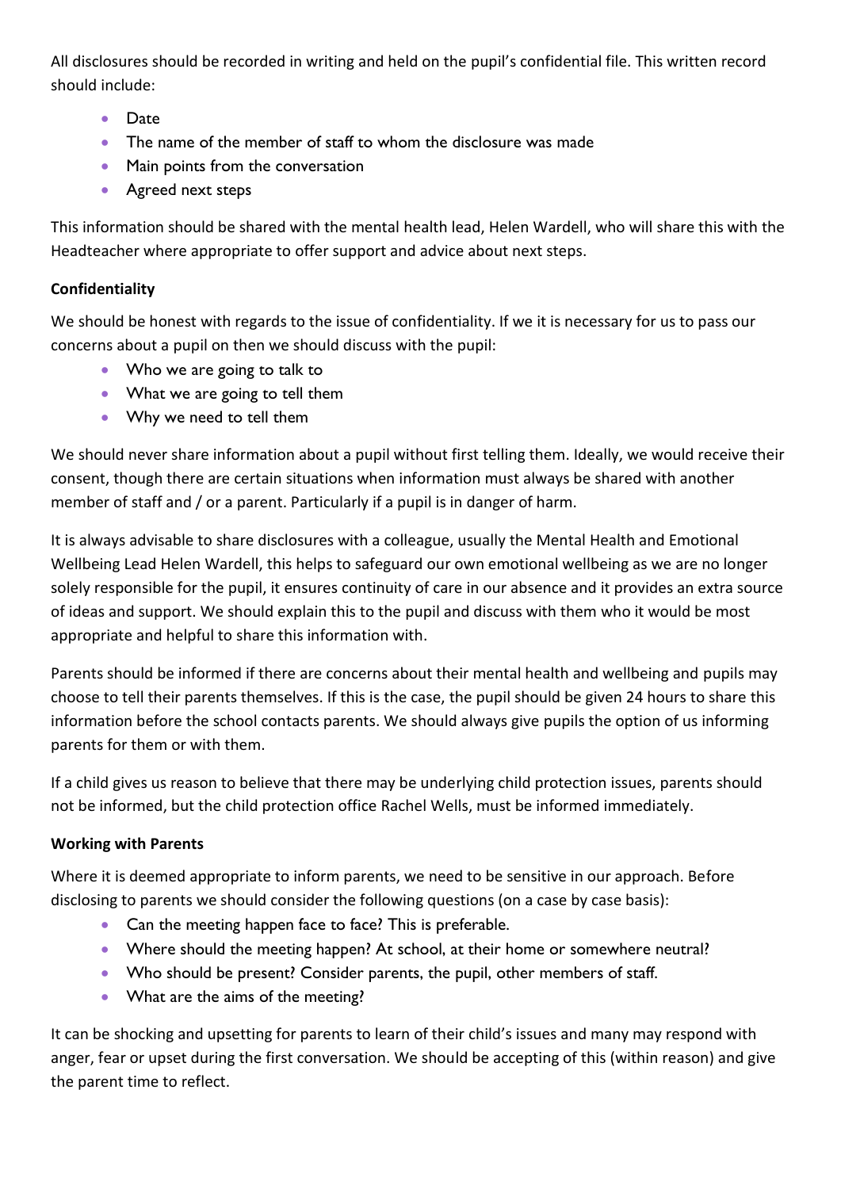All disclosures should be recorded in writing and held on the pupil's confidential file. This written record should include:

- Date
- The name of the member of staff to whom the disclosure was made
- Main points from the conversation
- Agreed next steps

This information should be shared with the mental health lead, Helen Wardell, who will share this with the Headteacher where appropriate to offer support and advice about next steps.

**Confidentiality**

We should be honest with regards to the issue of confidentiality. If we it is necessary for us to pass our concerns about a pupil on then we should discuss with the pupil:

- Who we are going to talk to
- What we are going to tell them
- Why we need to tell them

We should never share information about a pupil without first telling them. Ideally, we would receive their consent, though there are certain situations when information must always be shared with another member of staff and / or a parent. Particularly if a pupil is in danger of harm.

It is always advisable to share disclosures with a colleague, usually the Mental Health and Emotional Wellbeing Lead Helen Wardell, this helps to safeguard our own emotional wellbeing as we are no longer solely responsible for the pupil, it ensures continuity of care in our absence and it provides an extra source of ideas and support. We should explain this to the pupil and discuss with them who it would be most appropriate and helpful to share this information with.

Parents should be informed if there are concerns about their mental health and wellbeing and pupils may choose to tell their parents themselves. If this is the case, the pupil should be given 24 hours to share this information before the school contacts parents. We should always give pupils the option of us informing parents for them or with them.

If a child gives us reason to believe that there may be underlying child protection issues, parents should not be informed, but the child protection office Rachel Wells, must be informed immediately.

**Working with Parents**

Where it is deemed appropriate to inform parents, we need to be sensitive in our approach. Before disclosing to parents we should consider the following questions (on a case by case basis):

- Can the meeting happen face to face? This is preferable.
- Where should the meeting happen? At school, at their home or somewhere neutral?
- Who should be present? Consider parents, the pupil, other members of staff.
- What are the aims of the meeting?

It can be shocking and upsetting for parents to learn of their child's issues and many may respond with anger, fear or upset during the first conversation. We should be accepting of this (within reason) and give the parent time to reflect.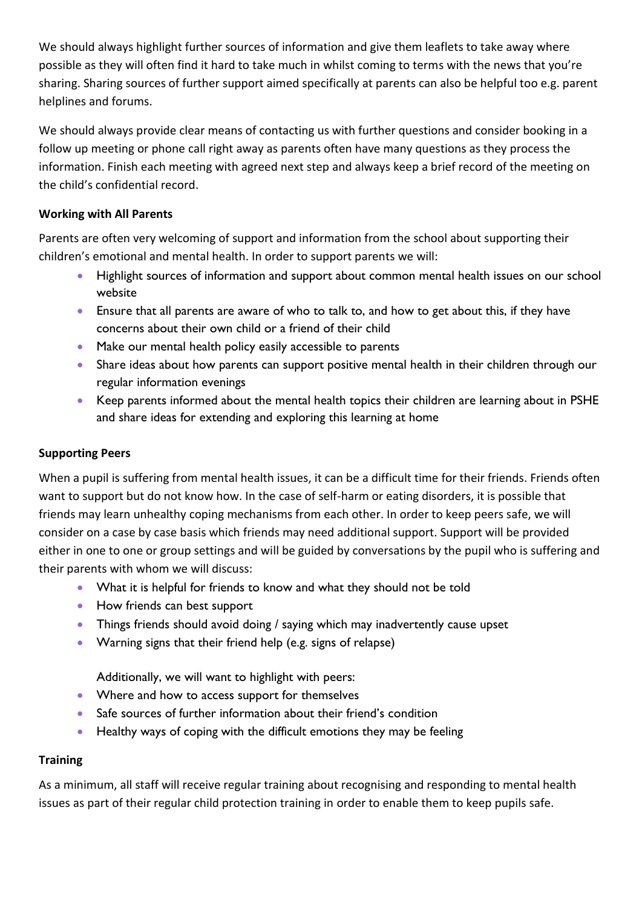We should always highlight further sources of information and give them leaflets to take away where possible as they will often find it hard to take much in whilst coming to terms with the news that you're sharing. Sharing sources of further support aimed specifically at parents can also be helpful too e.g. parent helplines and forums.

We should always provide clear means of contacting us with further questions and consider booking in a follow up meeting or phone call right away as parents often have many questions as they process the information. Finish each meeting with agreed next step and always keep a brief record of the meeting on the child's confidential record.

**Working with All Parents**

Parents are often very welcoming of support and information from the school about supporting their children's emotional and mental health. In order to support parents we will:

- Highlight sources of information and support about common mental health issues on our school website
- Ensure that all parents are aware of who to talk to, and how to get about this, if they have concerns about their own child or a friend of their child
- Make our mental health policy easily accessible to parents
- Share ideas about how parents can support positive mental health in their children through our regular information evenings
- Keep parents informed about the mental health topics their children are learning about in PSHE and share ideas for extending and exploring this learning at home

**Supporting Peers**

When a pupil is suffering from mental health issues, it can be a difficult time for their friends. Friends often want to support but do not know how. In the case of self-harm or eating disorders, it is possible that friends may learn unhealthy coping mechanisms from each other. In order to keep peers safe, we will consider on a case by case basis which friends may need additional support. Support will be provided either in one to one or group settings and will be guided by conversations by the pupil who is suffering and their parents with whom we will discuss:

- What it is helpful for friends to know and what they should not be told
- How friends can best support
- Things friends should avoid doing / saying which may inadvertently cause upset
- Warning signs that their friend help (e.g. signs of relapse)

Additionally, we will want to highlight with peers:

- Where and how to access support for themselves
- Safe sources of further information about their friend's condition
- Healthy ways of coping with the difficult emotions they may be feeling

**Training**

As a minimum, all staff will receive regular training about recognising and responding to mental health issues as part of their regular child protection training in order to enable them to keep pupils safe.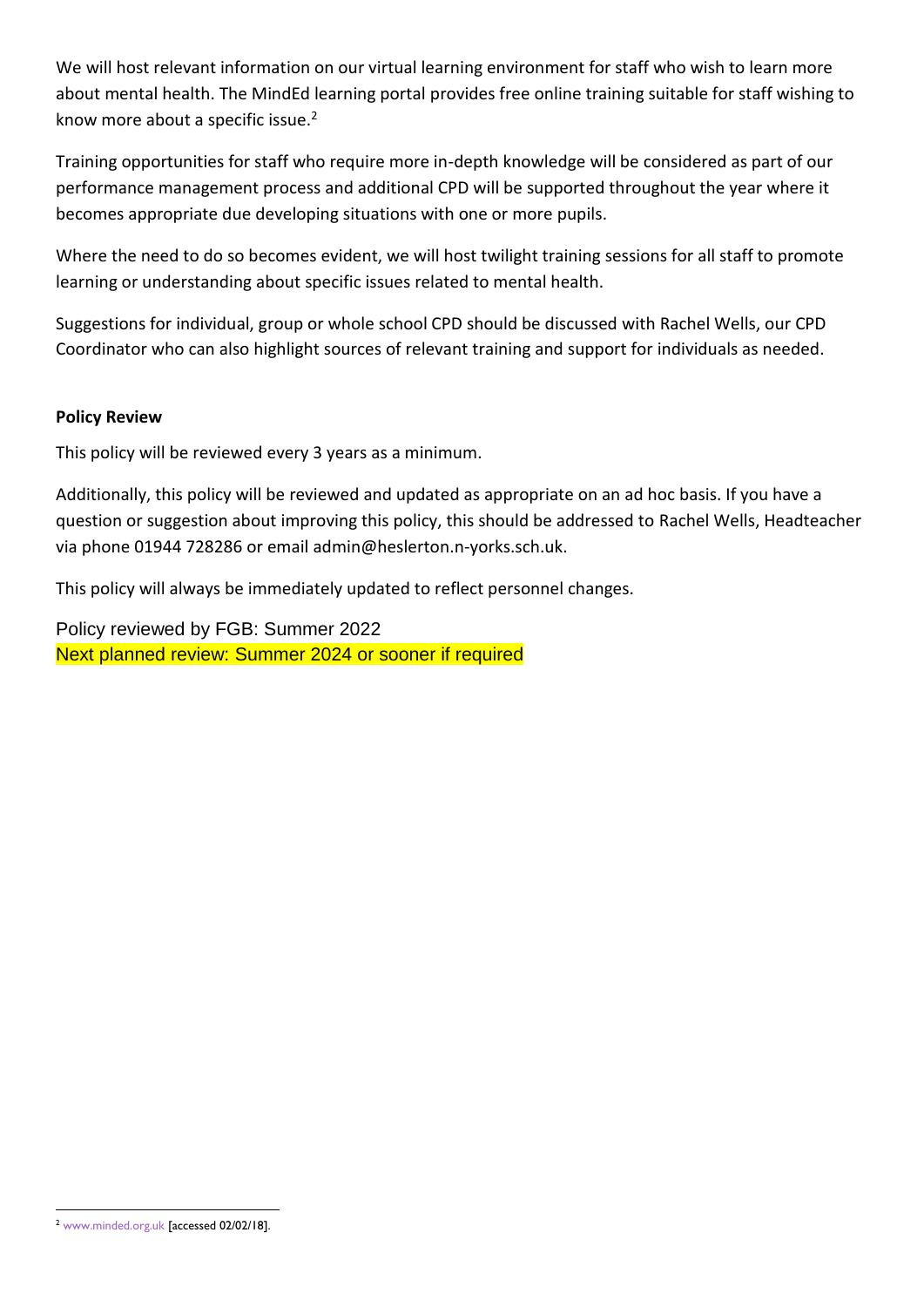We will host relevant information on our virtual learning environment for staff who wish to learn more about mental health. The MindEd learning portal provides free online training suitable for staff wishing to know more about a specific issue.[2]

Training opportunities for staff who require more in-depth knowledge will be considered as part of our performance management process and additional CPD will be supported throughout the year where it becomes appropriate due developing situations with one or more pupils.

Where the need to do so becomes evident, we will host twilight training sessions for all staff to promote learning or understanding about specific issues related to mental health.

Suggestions for individual, group or whole school CPD should be discussed with Rachel Wells, our CPD Coordinator who can also highlight sources of relevant training and support for individuals as needed.

**Policy Review**

This policy will be reviewed every 3 years as a minimum.

Additionally, this policy will be reviewed and updated as appropriate on an ad hoc basis. If you have a question or suggestion about improving this policy, this should be addressed to Rachel Wells, Headteacher via phone 01944 728286 or email admin@heslerton.n-yorks.sch.uk.

This policy will always be immediately updated to reflect personnel changes.

Policy reviewed by FGB: Summer 2022
Next planned review: Summer 2024 or sooner if required

[2] www.minded.org.uk [accessed 02/02/18].